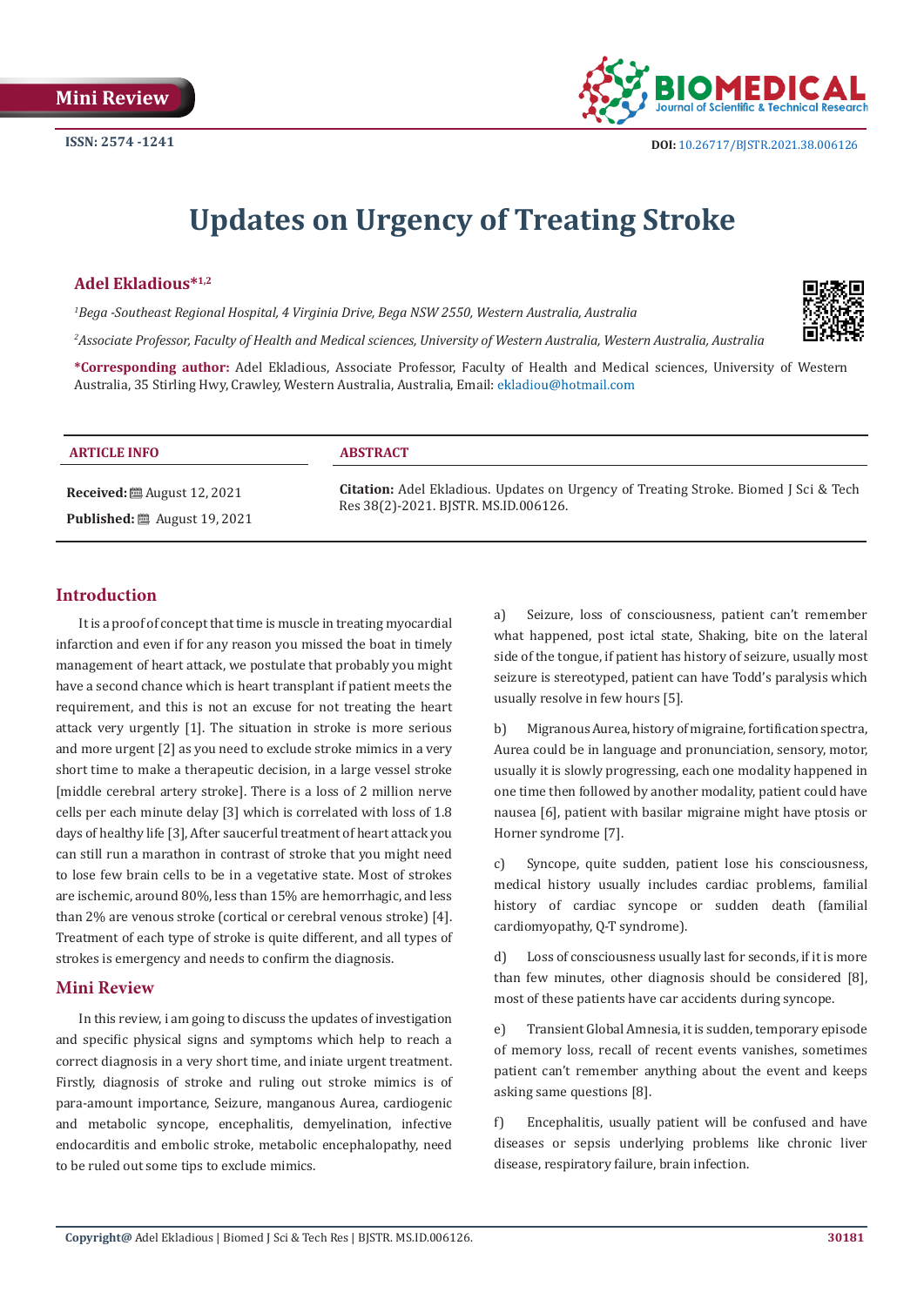Mini Review

ISSN: 2574 -1241

DOI: 10.26717/BJSTR.2021.38.006126

# Updates on Urgency of Treating Stroke

**Adel Ekladious*[1,2]**

*[1]Bega -Southeast Regional Hospital, 4 Virginia Drive, Bega NSW 2550, Western Australia, Australia*

*[2]Associate Professor, Faculty of Health and Medical sciences, University of Western Australia, Western Australia, Australia*

**\*Corresponding author:** Adel Ekladious, Associate Professor, Faculty of Health and Medical sciences, University of Western Australia, 35 Stirling Hwy, Crawley, Western Australia, Australia, Email: ekladiou@hotmail.com

**ARTICLE INFO**

**Received:** August 12, 2021

**Published:** August 19, 2021

**ABSTRACT**

**Citation:** Adel Ekladious. Updates on Urgency of Treating Stroke. Biomed J Sci & Tech Res 38(2)-2021. BJSTR. MS.ID.006126.

## Introduction

It is a proof of concept that time is muscle in treating myocardial infarction and even if for any reason you missed the boat in timely management of heart attack, we postulate that probably you might have a second chance which is heart transplant if patient meets the requirement, and this is not an excuse for not treating the heart attack very urgently [1]. The situation in stroke is more serious and more urgent [2] as you need to exclude stroke mimics in a very short time to make a therapeutic decision, in a large vessel stroke [middle cerebral artery stroke]. There is a loss of 2 million nerve cells per each minute delay [3] which is correlated with loss of 1.8 days of healthy life [3], After saucerful treatment of heart attack you can still run a marathon in contrast of stroke that you might need to lose few brain cells to be in a vegetative state. Most of strokes are ischemic, around 80%, less than 15% are hemorrhagic, and less than 2% are venous stroke (cortical or cerebral venous stroke) [4]. Treatment of each type of stroke is quite different, and all types of strokes is emergency and needs to confirm the diagnosis.

## Mini Review

In this review, i am going to discuss the updates of investigation and specific physical signs and symptoms which help to reach a correct diagnosis in a very short time, and iniate urgent treatment. Firstly, diagnosis of stroke and ruling out stroke mimics is of para-amount importance, Seizure, manganous Aurea, cardiogenic and metabolic syncope, encephalitis, demyelination, infective endocarditis and embolic stroke, metabolic encephalopathy, need to be ruled out some tips to exclude mimics.

a) Seizure, loss of consciousness, patient can't remember what happened, post ictal state, Shaking, bite on the lateral side of the tongue, if patient has history of seizure, usually most seizure is stereotyped, patient can have Todd's paralysis which usually resolve in few hours [5].

b) Migranous Aurea, history of migraine, fortification spectra, Aurea could be in language and pronunciation, sensory, motor, usually it is slowly progressing, each one modality happened in one time then followed by another modality, patient could have nausea [6], patient with basilar migraine might have ptosis or Horner syndrome [7].

c) Syncope, quite sudden, patient lose his consciousness, medical history usually includes cardiac problems, familial history of cardiac syncope or sudden death (familial cardiomyopathy, Q-T syndrome).

d) Loss of consciousness usually last for seconds, if it is more than few minutes, other diagnosis should be considered [8], most of these patients have car accidents during syncope.

e) Transient Global Amnesia, it is sudden, temporary episode of memory loss, recall of recent events vanishes, sometimes patient can't remember anything about the event and keeps asking same questions [8].

f) Encephalitis, usually patient will be confused and have diseases or sepsis underlying problems like chronic liver disease, respiratory failure, brain infection.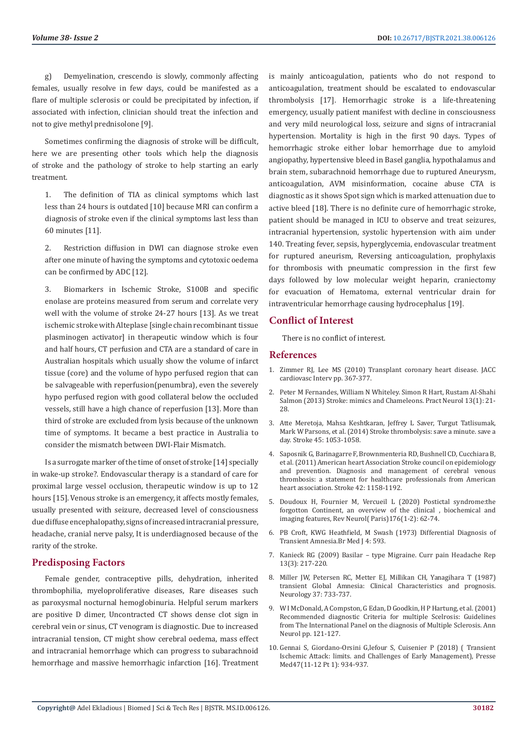g) Demyelination, crescendo is slowly, commonly affecting females, usually resolve in few days, could be manifested as a flare of multiple sclerosis or could be precipitated by infection, if associated with infection, clinician should treat the infection and not to give methyl prednisolone [9].

Sometimes confirming the diagnosis of stroke will be difficult, here we are presenting other tools which help the diagnosis of stroke and the pathology of stroke to help starting an early treatment.

1. The definition of TIA as clinical symptoms which last less than 24 hours is outdated [10] because MRI can confirm a diagnosis of stroke even if the clinical symptoms last less than 60 minutes [11].

2. Restriction diffusion in DWI can diagnose stroke even after one minute of having the symptoms and cytotoxic oedema can be confirmed by ADC [12].

3. Biomarkers in Ischemic Stroke, S100B and specific enolase are proteins measured from serum and correlate very well with the volume of stroke 24-27 hours [13]. As we treat ischemic stroke with Alteplase [single chain recombinant tissue plasminogen activator] in therapeutic window which is four and half hours, CT perfusion and CTA are a standard of care in Australian hospitals which usually show the volume of infarct tissue (core) and the volume of hypo perfused region that can be salvageable with reperfusion(penumbra), even the severely hypo perfused region with good collateral below the occluded vessels, still have a high chance of reperfusion [13]. More than third of stroke are excluded from lysis because of the unknown time of symptoms. It became a best practice in Australia to consider the mismatch between DWI-Flair Mismatch.

Is a surrogate marker of the time of onset of stroke [14] specially in wake-up stroke?. Endovascular therapy is a standard of care for proximal large vessel occlusion, therapeutic window is up to 12 hours [15]. Venous stroke is an emergency, it affects mostly females, usually presented with seizure, decreased level of consciousness due diffuse encephalopathy, signs of increased intracranial pressure, headache, cranial nerve palsy, It is underdiagnosed because of the rarity of the stroke.

## Predisposing Factors

Female gender, contraceptive pills, dehydration, inherited thrombophilia, myeloproliferative diseases, Rare diseases such as paroxysmal nocturnal hemoglobinuria. Helpful serum markers are positive D dimer, Uncontracted CT shows dense clot sign in cerebral vein or sinus, CT venogram is diagnostic. Due to increased intracranial tension, CT might show cerebral oedema, mass effect and intracranial hemorrhage which can progress to subarachnoid hemorrhage and massive hemorrhagic infarction [16]. Treatment is mainly anticoagulation, patients who do not respond to anticoagulation, treatment should be escalated to endovascular thrombolysis [17]. Hemorrhagic stroke is a life-threatening emergency, usually patient manifest with decline in consciousness and very mild neurological loss, seizure and signs of intracranial hypertension. Mortality is high in the first 90 days. Types of hemorrhagic stroke either lobar hemorrhage due to amyloid angiopathy, hypertensive bleed in Basel ganglia, hypothalamus and brain stem, subarachnoid hemorrhage due to ruptured Aneurysm, anticoagulation, AVM misinformation, cocaine abuse CTA is diagnostic as it shows Spot sign which is marked attenuation due to active bleed [18]. There is no definite cure of hemorrhagic stroke, patient should be managed in ICU to observe and treat seizures, intracranial hypertension, systolic hypertension with aim under 140. Treating fever, sepsis, hyperglycemia, endovascular treatment for ruptured aneurism, Reversing anticoagulation, prophylaxis for thrombosis with pneumatic compression in the first few days followed by low molecular weight heparin, craniectomy for evacuation of Hematoma, external ventricular drain for intraventricular hemorrhage causing hydrocephalus [19].

## Conflict of Interest

There is no conflict of interest.

## References

1. Zimmer RJ, Lee MS (2010) Transplant coronary heart disease. JACC cardiovasc Interv pp. 367-377.
2. Peter M Fernandes, William N Whiteley. Simon R Hart, Rustam Al-Shahi Salmon (2013) Stroke: mimics and Chameleons. Pract Neurol 13(1): 21-28.
3. Atte Meretoja, Mahsa Keshtkaran, Jeffrey L Saver, Turgut Tatlisumak, Mark W Parsons, et al. (2014) Stroke thrombolysis: save a minute. save a day. Stroke 45: 1053-1058.
4. Saposnik G, Barinagarre F, Brownmenteria RD, Bushnell CD, Cucchiara B, et al. (2011) American heart Association Stroke council on epidemiology and prevention. Diagnosis and management of cerebral venous thrombosis: a statement for healthcare professionals from American heart association. Stroke 42: 1158-1192.
5. Doudoux H, Fournier M, Vercueil L (2020) Postictal syndrome:the forgotton Continent, an overview of the clinical , biochemical and imaging features, Rev Neurol( Paris)176(1-2): 62-74.
6. PB Croft, KWG Heathfield, M Swash (1973) Differential Diagnosis of Transient Amnesia.Br Med J 4: 593.
7. Kanieck RG (2009) Basilar – type Migraine. Curr pain Headache Rep 13(3): 217-220.
8. Miller JW, Petersen RC, Metter EJ, Millikan CH, Yanagihara T (1987) transient Global Amnesia: Clinical Characteristics and prognosis. Neurology 37: 733-737.
9. W I McDonald, A Compston, G Edan, D Goodkin, H P Hartung, et al. (2001) Recommended diagnostic Criteria for multiple Scelrosis: Guidelines from The International Panel on the diagnosis of Multiple Sclerosis. Ann Neurol pp. 121-127.
10. Gennai S, Giordano-Orsini G,lefour S, Cuisenier P (2018) ( Transient Ischemic Attack: limits. and Challenges of Early Management), Presse Med47(11-12 Pt 1): 934-937.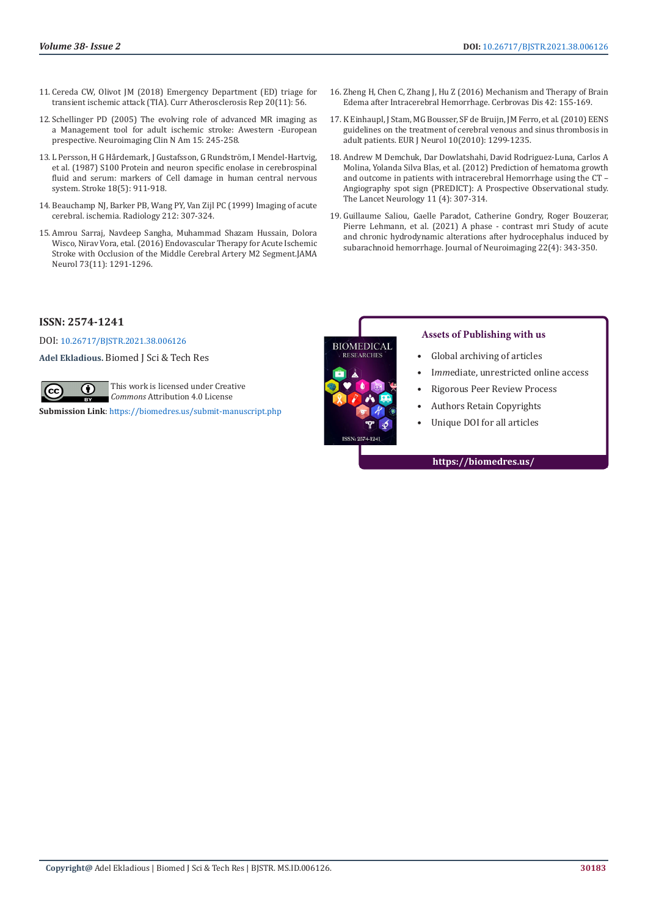11. Cereda CW, Olivot JM (2018) Emergency Department (ED) triage for transient ischemic attack (TIA). Curr Atherosclerosis Rep 20(11): 56.
12. Schellinger PD (2005) The evolving role of advanced MR imaging as a Management tool for adult ischemic stroke: Awestern -European prespective. Neuroimaging Clin N Am 15: 245-258.
13. L Persson, H G Hårdemark, J Gustafsson, G Rundström, I Mendel-Hartvig, et al. (1987) S100 Protein and neuron specific enolase in cerebrospinal fluid and serum: markers of Cell damage in human central nervous system. Stroke 18(5): 911-918.
14. Beauchamp NJ, Barker PB, Wang PY, Van Zijl PC (1999) Imaging of acute cerebral. ischemia. Radiology 212: 307-324.
15. Amrou Sarraj, Navdeep Sangha, Muhammad Shazam Hussain, Dolora Wisco, Nirav Vora, etal. (2016) Endovascular Therapy for Acute Ischemic Stroke with Occlusion of the Middle Cerebral Artery M2 Segment.JAMA Neurol 73(11): 1291-1296.
16. Zheng H, Chen C, Zhang J, Hu Z (2016) Mechanism and Therapy of Brain Edema after Intracerebral Hemorrhage. Cerbrovas Dis 42: 155-169.
17. K Einhaupl, J Stam, MG Bousser, SF de Bruijn, JM Ferro, et al. (2010) EENS guidelines on the treatment of cerebral venous and sinus thrombosis in adult patients. EUR J Neurol 10(2010): 1299-1235.
18. Andrew M Demchuk, Dar Dowlatshahi, David Rodriguez-Luna, Carlos A Molina, Yolanda Silva Blas, et al. (2012) Prediction of hematoma growth and outcome in patients with intracerebral Hemorrhage using the CT – Angiography spot sign (PREDICT): A Prospective Observational study. The Lancet Neurology 11 (4): 307-314.
19. Guillaume Saliou, Gaelle Paradot, Catherine Gondry, Roger Bouzerar, Pierre Lehmann, et al. (2021) A phase - contrast mri Study of acute and chronic hydrodynamic alterations after hydrocephalus induced by subarachnoid hemorrhage. Journal of Neuroimaging 22(4): 343-350.

**ISSN: 2574-1241**

DOI: 10.26717/BJSTR.2021.38.006126

**Adel Ekladious.** Biomed J Sci & Tech Res

This work is licensed under Creative *Commons* Attribution 4.0 License

**Submission Link**: https://biomedres.us/submit-manuscript.php

**Assets of Publishing with us**

- Global archiving of articles
- Immediate, unrestricted online access
- Rigorous Peer Review Process
- Authors Retain Copyrights
- Unique DOI for all articles

**https://biomedres.us/**